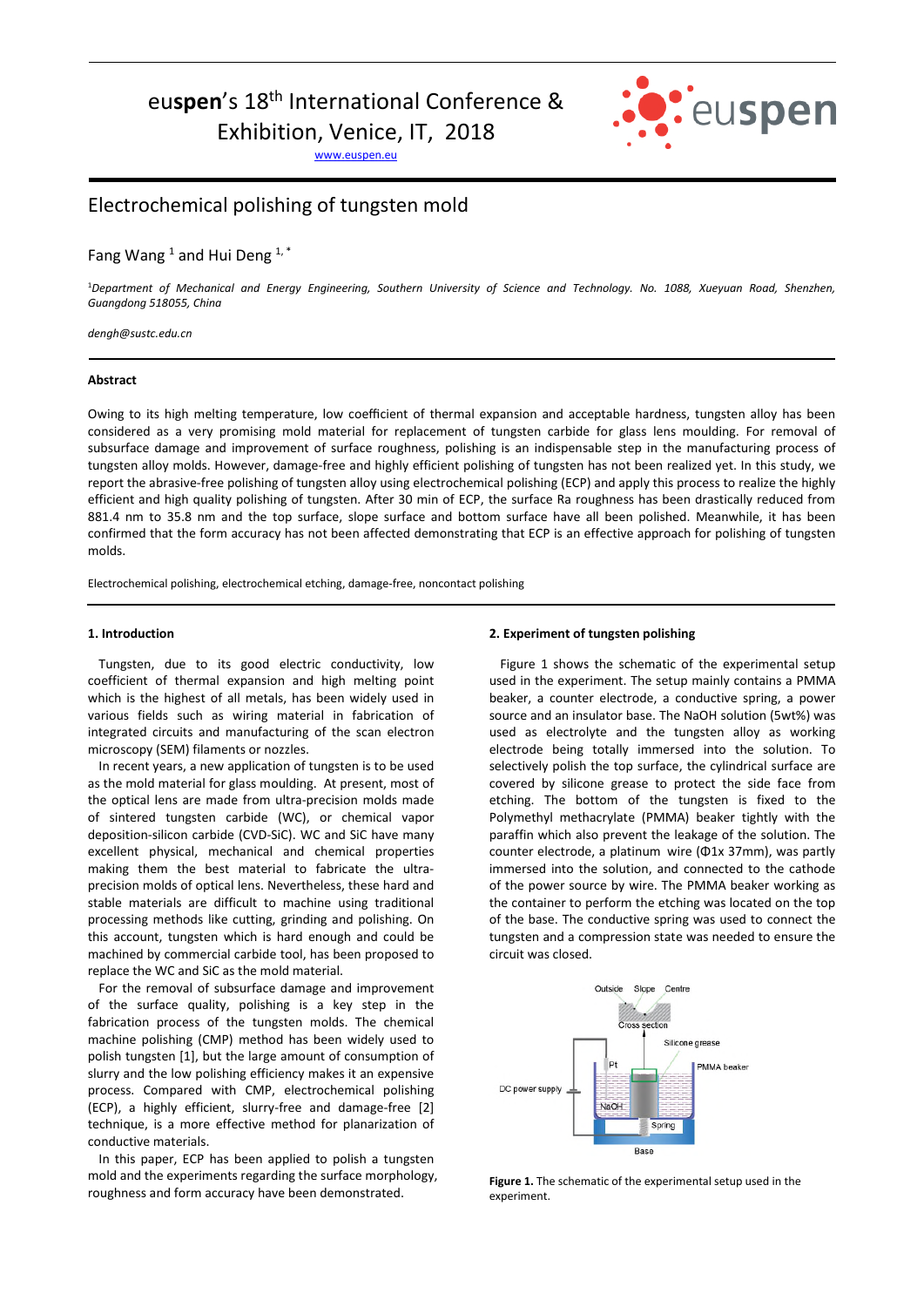euspen's 18th International Conference & Exhibition, Venice, IT, 2018

www.euspen.eu

# Electrochemical polishing of tungsten mold

Fang Wang [1] and Hui Deng [1,*]

[1]*Department of Mechanical and Energy Engineering, Southern University of Science and Technology. No. 1088, Xueyuan Road, Shenzhen, Guangdong 518055, China*

*dengh@sustc.edu.cn*

## Abstract

Owing to its high melting temperature, low coefficient of thermal expansion and acceptable hardness, tungsten alloy has been considered as a very promising mold material for replacement of tungsten carbide for glass lens moulding. For removal of subsurface damage and improvement of surface roughness, polishing is an indispensable step in the manufacturing process of tungsten alloy molds. However, damage-free and highly efficient polishing of tungsten has not been realized yet. In this study, we report the abrasive-free polishing of tungsten alloy using electrochemical polishing (ECP) and apply this process to realize the highly efficient and high quality polishing of tungsten. After 30 min of ECP, the surface Ra roughness has been drastically reduced from 881.4 nm to 35.8 nm and the top surface, slope surface and bottom surface have all been polished. Meanwhile, it has been confirmed that the form accuracy has not been affected demonstrating that ECP is an effective approach for polishing of tungsten molds.

Electrochemical polishing, electrochemical etching, damage-free, noncontact polishing

## 1. Introduction

Tungsten, due to its good electric conductivity, low coefficient of thermal expansion and high melting point which is the highest of all metals, has been widely used in various fields such as wiring material in fabrication of integrated circuits and manufacturing of the scan electron microscopy (SEM) filaments or nozzles.

In recent years, a new application of tungsten is to be used as the mold material for glass moulding. At present, most of the optical lens are made from ultra-precision molds made of sintered tungsten carbide (WC), or chemical vapor deposition-silicon carbide (CVD-SiC). WC and SiC have many excellent physical, mechanical and chemical properties making them the best material to fabricate the ultra-precision molds of optical lens. Nevertheless, these hard and stable materials are difficult to machine using traditional processing methods like cutting, grinding and polishing. On this account, tungsten which is hard enough and could be machined by commercial carbide tool, has been proposed to replace the WC and SiC as the mold material.

For the removal of subsurface damage and improvement of the surface quality, polishing is a key step in the fabrication process of the tungsten molds. The chemical machine polishing (CMP) method has been widely used to polish tungsten [1], but the large amount of consumption of slurry and the low polishing efficiency makes it an expensive process. Compared with CMP, electrochemical polishing (ECP), a highly efficient, slurry-free and damage-free [2] technique, is a more effective method for planarization of conductive materials.

In this paper, ECP has been applied to polish a tungsten mold and the experiments regarding the surface morphology, roughness and form accuracy have been demonstrated.

## 2. Experiment of tungsten polishing

Figure 1 shows the schematic of the experimental setup used in the experiment. The setup mainly contains a PMMA beaker, a counter electrode, a conductive spring, a power source and an insulator base. The NaOH solution (5wt%) was used as electrolyte and the tungsten alloy as working electrode being totally immersed into the solution. To selectively polish the top surface, the cylindrical surface are covered by silicone grease to protect the side face from etching. The bottom of the tungsten is fixed to the Polymethyl methacrylate (PMMA) beaker tightly with the paraffin which also prevent the leakage of the solution. The counter electrode, a platinum wire (Φ1x 37mm), was partly immersed into the solution, and connected to the cathode of the power source by wire. The PMMA beaker working as the container to perform the etching was located on the top of the base. The conductive spring was used to connect the tungsten and a compression state was needed to ensure the circuit was closed.

**Figure 1.** The schematic of the experimental setup used in the experiment.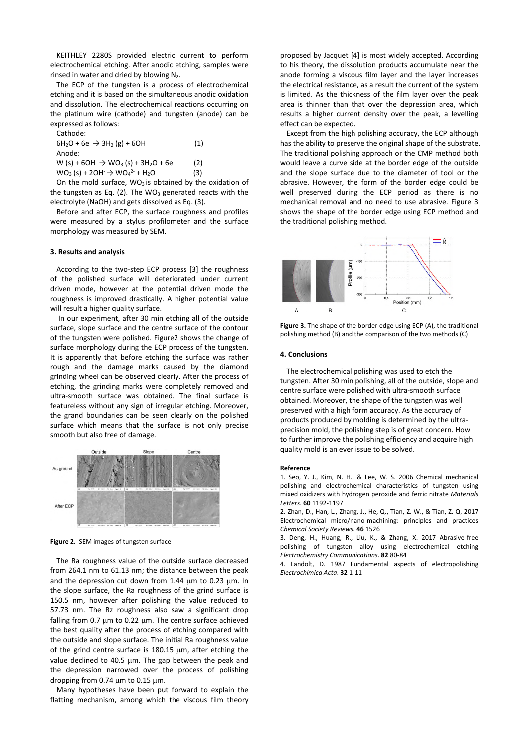KEITHLEY 2280S provided electric current to perform electrochemical etching. After anodic etching, samples were rinsed in water and dried by blowing $N_2$.

The ECP of the tungsten is a process of electrochemical etching and it is based on the simultaneous anodic oxidation and dissolution. The electrochemical reactions occurring on the platinum wire (cathode) and tungsten (anode) can be expressed as follows:

Cathode:

$$6H_2O + 6e^- \rightarrow 3H_2 (g) + 6OH^- \quad (1)$$

Anode:

$$W (s) + 6OH^- \rightarrow WO_3 (s) + 3H_2O + 6e^- \quad (2)$$

$$WO_3 (s) + 2OH^- \rightarrow WO_4^{2-} + H_2O \quad (3)$$

On the mold surface, $WO_3$ is obtained by the oxidation of the tungsten as Eq. (2). The $WO_3$ generated reacts with the electrolyte (NaOH) and gets dissolved as Eq. (3).

Before and after ECP, the surface roughness and profiles were measured by a stylus profilometer and the surface morphology was measured by SEM.

### 3. Results and analysis

According to the two-step ECP process [3] the roughness of the polished surface will deteriorated under current driven mode, however at the potential driven mode the roughness is improved drastically. A higher potential value will result a higher quality surface.

In our experiment, after 30 min etching all of the outside surface, slope surface and the centre surface of the contour of the tungsten were polished. Figure2 shows the change of surface morphology during the ECP process of the tungsten. It is apparently that before etching the surface was rather rough and the damage marks caused by the diamond grinding wheel can be observed clearly. After the process of etching, the grinding marks were completely removed and ultra-smooth surface was obtained. The final surface is featureless without any sign of irregular etching. Moreover, the grand boundaries can be seen clearly on the polished surface which means that the surface is not only precise smooth but also free of damage.

Outside
Slope
Centre
As-ground
After ECP

**Figure 2.** SEM images of tungsten surface

The Ra roughness value of the outside surface decreased from 264.1 nm to 61.13 nm; the distance between the peak and the depression cut down from 1.44 μm to 0.23 μm. In the slope surface, the Ra roughness of the grind surface is 150.5 nm, however after polishing the value reduced to 57.73 nm. The Rz roughness also saw a significant drop falling from 0.7 μm to 0.22 μm. The centre surface achieved the best quality after the process of etching compared with the outside and slope surface. The initial Ra roughness value of the grind centre surface is 180.15 μm, after etching the value declined to 40.5 μm. The gap between the peak and the depression narrowed over the process of polishing dropping from 0.74 μm to 0.15 μm.

Many hypotheses have been put forward to explain the flatting mechanism, among which the viscous film theory proposed by Jacquet [4] is most widely accepted. According to his theory, the dissolution products accumulate near the anode forming a viscous film layer and the layer increases the electrical resistance, as a result the current of the system is limited. As the thickness of the film layer over the peak area is thinner than that over the depression area, which results a higher current density over the peak, a levelling effect can be expected.

Except from the high polishing accuracy, the ECP although has the ability to preserve the original shape of the substrate. The traditional polishing approach or the CMP method both would leave a curve side at the border edge of the outside and the slope surface due to the diameter of tool or the abrasive. However, the form of the border edge could be well preserved during the ECP period as there is no mechanical removal and no need to use abrasive. Figure 3 shows the shape of the border edge using ECP method and the traditional polishing method.

A
B
C
Profile (μm)
Position (mm)
0
-100
-200
-300
0
0.4
0.8
1.2
1.6
A
B

**Figure 3.** The shape of the border edge using ECP (A), the traditional polishing method (B) and the comparison of the two methods (C)

### 4. Conclusions

The electrochemical polishing was used to etch the tungsten. After 30 min polishing, all of the outside, slope and centre surface were polished with ultra-smooth surface obtained. Moreover, the shape of the tungsten was well preserved with a high form accuracy. As the accuracy of products produced by molding is determined by the ultra-precision mold, the polishing step is of great concern. How to further improve the polishing efficiency and acquire high quality mold is an ever issue to be solved.

#### Reference

1. Seo, Y. J., Kim, N. H., & Lee, W. S. 2006 Chemical mechanical polishing and electrochemical characteristics of tungsten using mixed oxidizers with hydrogen peroxide and ferric nitrate *Materials Letters*. **60** 1192-1197
2. Zhan, D., Han, L., Zhang, J., He, Q., Tian, Z. W., & Tian, Z. Q. 2017 Electrochemical micro/nano-machining: principles and practices *Chemical Society Reviews*. **46** 1526
3. Deng, H., Huang, R., Liu, K., & Zhang, X. 2017 Abrasive-free polishing of tungsten alloy using electrochemical etching *Electrochemistry Communications*. **82** 80-84
4. Landolt, D. 1987 Fundamental aspects of electropolishing *Electrochimica Acta*. **32** 1-11